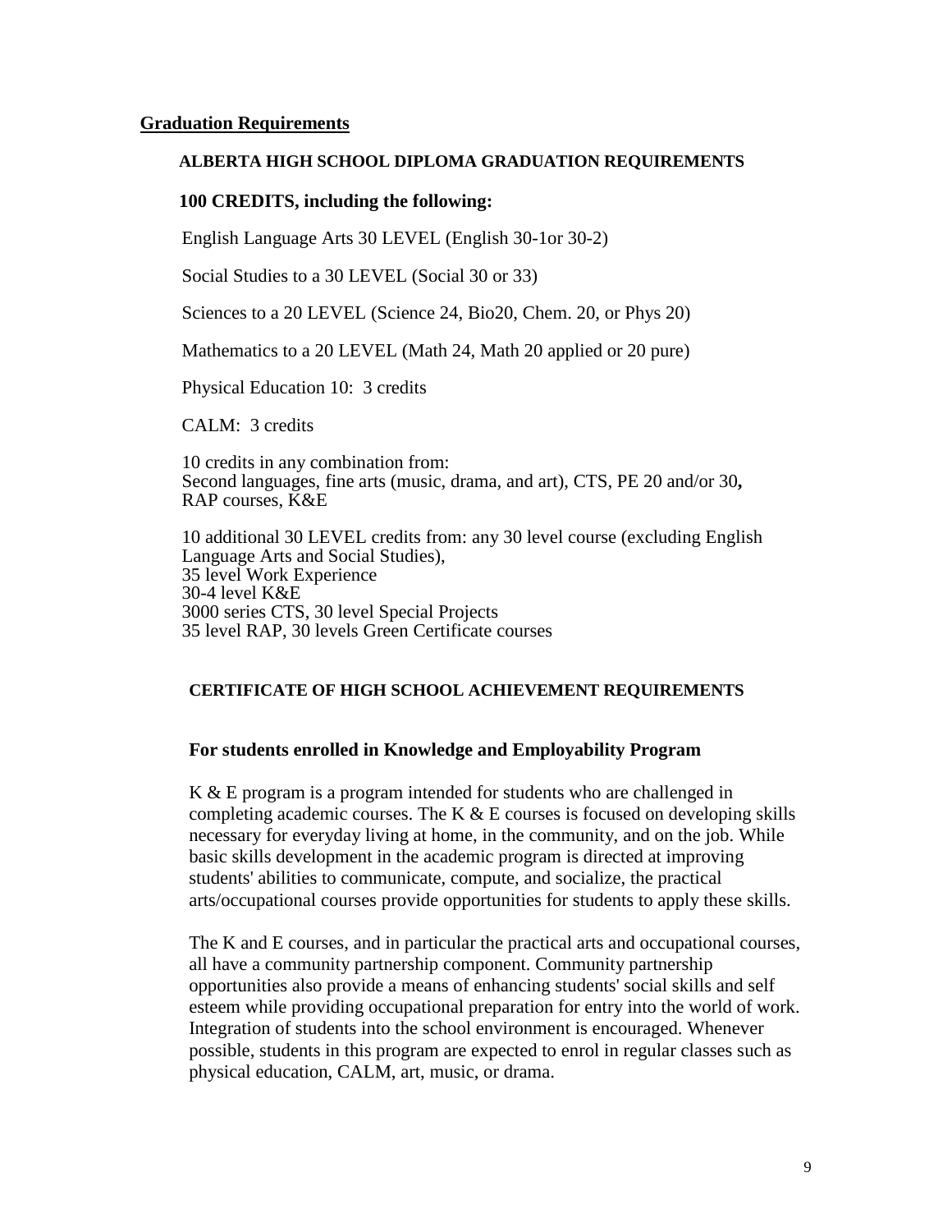## Graduation Requirements

### ALBERTA HIGH SCHOOL DIPLOMA GRADUATION REQUIREMENTS

**100 CREDITS, including the following:**

English Language Arts 30 LEVEL (English 30-1or 30-2)

Social Studies to a 30 LEVEL (Social 30 or 33)

Sciences to a 20 LEVEL (Science 24, Bio20, Chem. 20, or Phys 20)

Mathematics to a 20 LEVEL (Math 24, Math 20 applied or 20 pure)

Physical Education 10: 3 credits

CALM: 3 credits

10 credits in any combination from:
Second languages, fine arts (music, drama, and art), CTS, PE 20 and/or 30**,**
RAP courses, K&E

10 additional 30 LEVEL credits from: any 30 level course (excluding English Language Arts and Social Studies),
35 level Work Experience
30-4 level K&E
3000 series CTS, 30 level Special Projects
35 level RAP, 30 levels Green Certificate courses

### CERTIFICATE OF HIGH SCHOOL ACHIEVEMENT REQUIREMENTS

**For students enrolled in Knowledge and Employability Program**

K & E program is a program intended for students who are challenged in completing academic courses. The K & E courses is focused on developing skills necessary for everyday living at home, in the community, and on the job. While basic skills development in the academic program is directed at improving students' abilities to communicate, compute, and socialize, the practical arts/occupational courses provide opportunities for students to apply these skills.

The K and E courses, and in particular the practical arts and occupational courses, all have a community partnership component. Community partnership opportunities also provide a means of enhancing students' social skills and self esteem while providing occupational preparation for entry into the world of work. Integration of students into the school environment is encouraged. Whenever possible, students in this program are expected to enrol in regular classes such as physical education, CALM, art, music, or drama.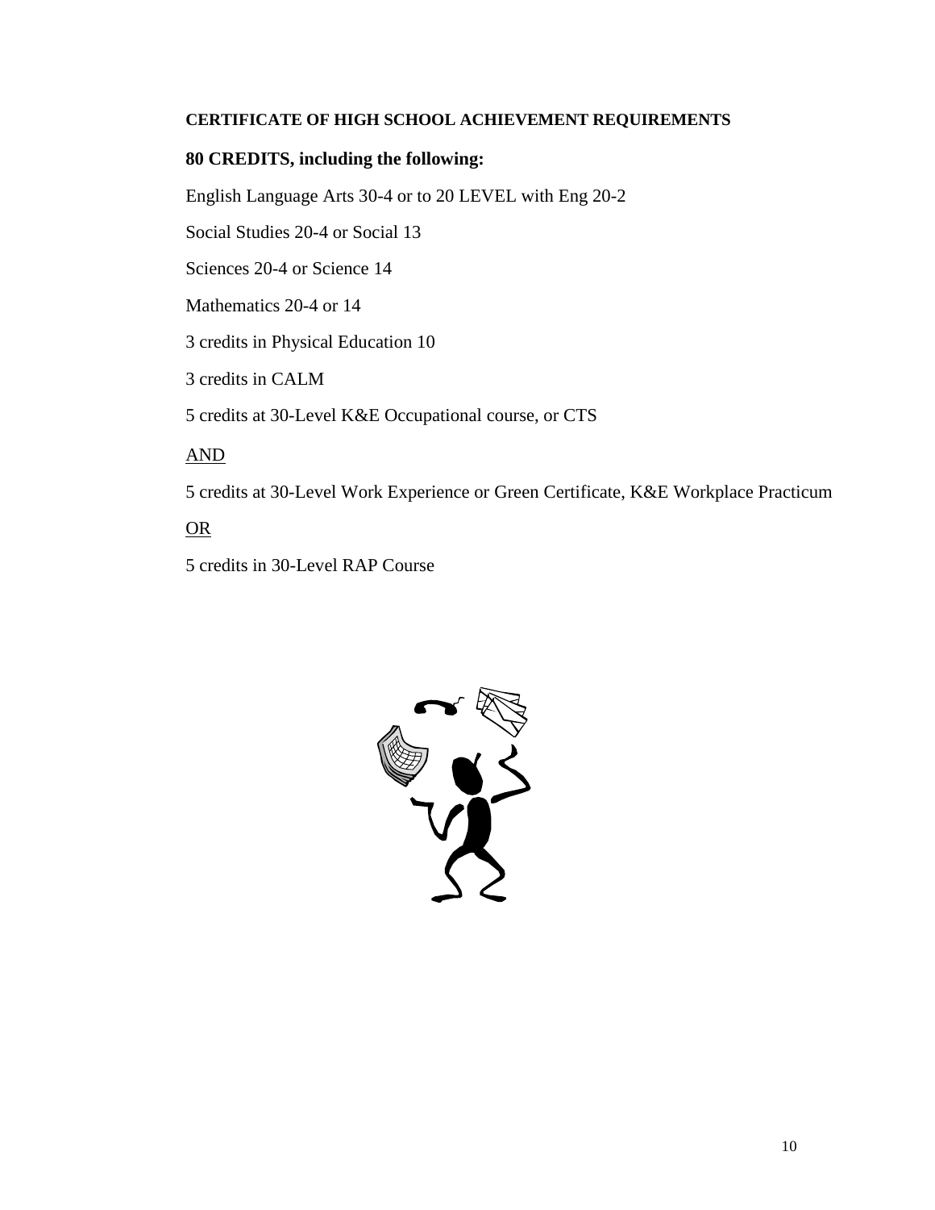**CERTIFICATE OF HIGH SCHOOL ACHIEVEMENT REQUIREMENTS**

**80 CREDITS, including the following:**

English Language Arts 30-4 or to 20 LEVEL with Eng 20-2

Social Studies 20-4 or Social 13

Sciences 20-4 or Science 14

Mathematics 20-4 or 14

3 credits in Physical Education 10

3 credits in CALM

5 credits at 30-Level K&E Occupational course, or CTS

AND

5 credits at 30-Level Work Experience or Green Certificate, K&E Workplace Practicum

OR

5 credits in 30-Level RAP Course